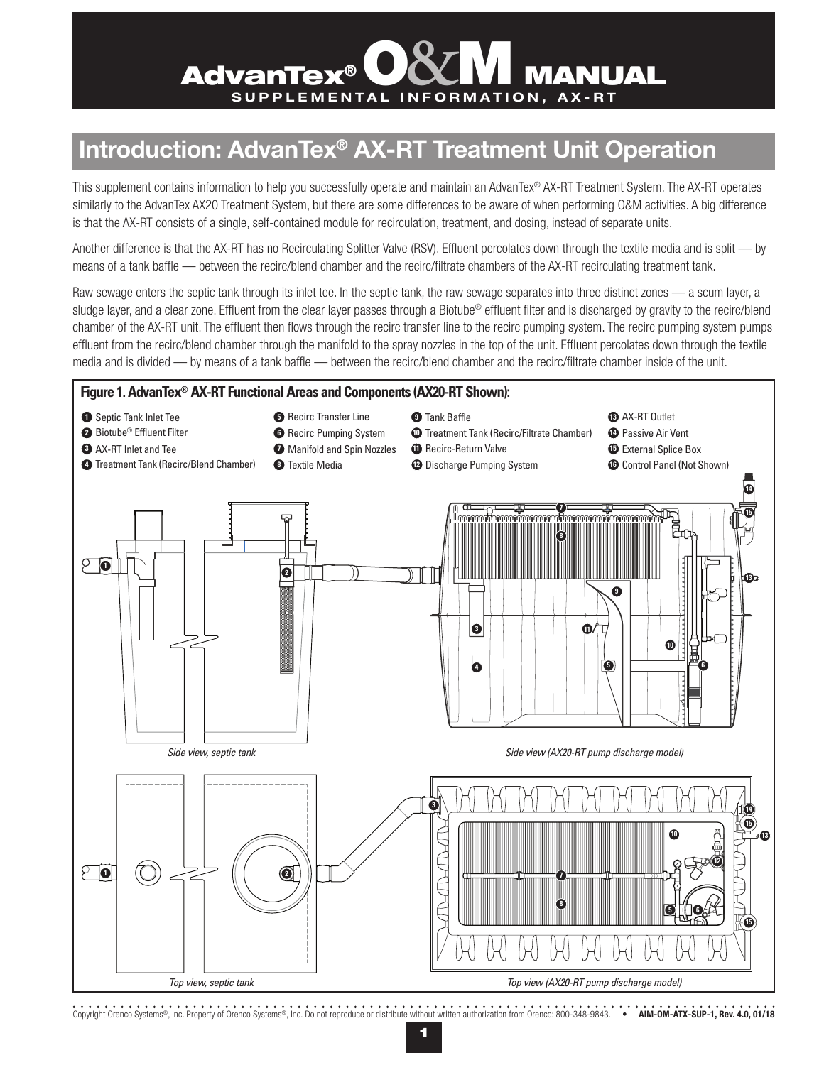# AdvanTex® O&M MANUAL

**SUPPLEMENTAL INFORMATION, AX-RT**

## Introduction: AdvanTex® AX-RT Treatment Unit Operation

This supplement contains information to help you successfully operate and maintain an AdvanTex® AX-RT Treatment System. The AX-RT operates similarly to the AdvanTex AX20 Treatment System, but there are some differences to be aware of when performing O&M activities. A big difference is that the AX-RT consists of a single, self-contained module for recirculation, treatment, and dosing, instead of separate units.

Another difference is that the AX-RT has no Recirculating Splitter Valve (RSV). Effluent percolates down through the textile media and is split — by means of a tank baffle — between the recirc/blend chamber and the recirc/filtrate chambers of the AX-RT recirculating treatment tank.

Raw sewage enters the septic tank through its inlet tee. In the septic tank, the raw sewage separates into three distinct zones — a scum layer, a sludge layer, and a clear zone. Effluent from the clear layer passes through a Biotube® effluent filter and is discharged by gravity to the recirc/blend chamber of the AX-RT unit. The effluent then flows through the recirc transfer line to the recirc pumping system. The recirc pumping system pumps effluent from the recirc/blend chamber through the manifold to the spray nozzles in the top of the unit. Effluent percolates down through the textile media and is divided — by means of a tank baffle — between the recirc/blend chamber and the recirc/filtrate chamber inside of the unit.

**Figure 1. AdvanTex® AX-RT Functional Areas and Components (AX20-RT Shown):**

1. Septic Tank Inlet Tee
2. Biotube® Effluent Filter
3. AX-RT Inlet and Tee
4. Treatment Tank (Recirc/Blend Chamber)
5. Recirc Transfer Line
6. Recirc Pumping System
7. Manifold and Spin Nozzles
8. Textile Media
9. Tank Baffle
10. Treatment Tank (Recirc/Filtrate Chamber)
11. Recirc-Return Valve
12. Discharge Pumping System
13. AX-RT Outlet
14. Passive Air Vent
15. External Splice Box
16. Control Panel (Not Shown)

*Side view, septic tank*

*Side view (AX20-RT pump discharge model)*

*Top view, septic tank*

*Top view (AX20-RT pump discharge model)*

Copyright Orenco Systems®, Inc. Property of Orenco Systems®, Inc. Do not reproduce or distribute without written authorization from Orenco: 800-348-9843. • **AIM-OM-ATX-SUP-1, Rev. 4.0, 01/18**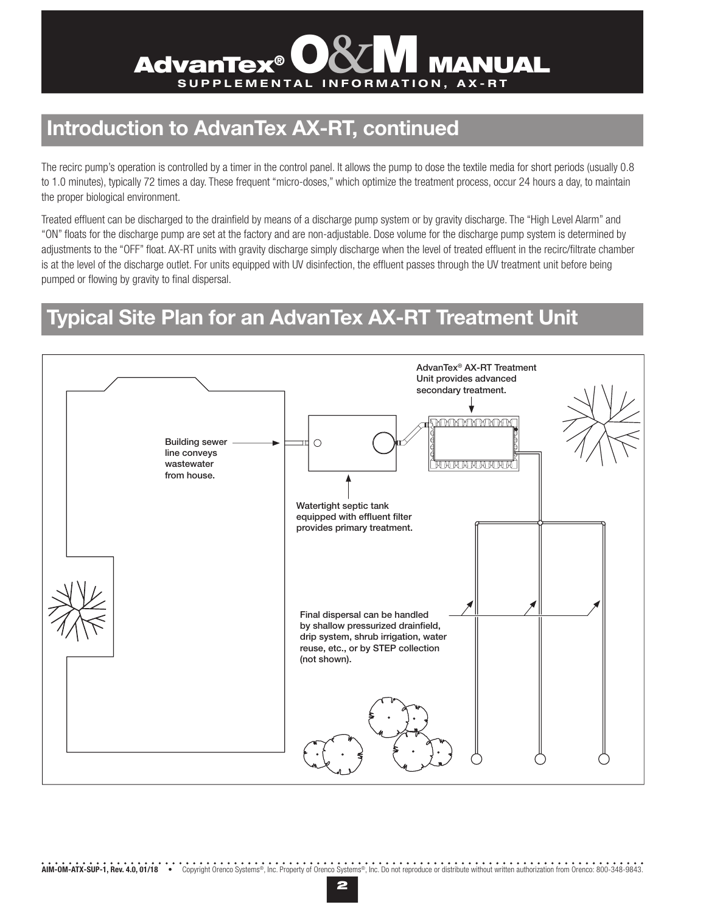## Introduction to AdvanTex AX-RT, continued

The recirc pump's operation is controlled by a timer in the control panel. It allows the pump to dose the textile media for short periods (usually 0.8 to 1.0 minutes), typically 72 times a day. These frequent "micro-doses," which optimize the treatment process, occur 24 hours a day, to maintain the proper biological environment.

Treated effluent can be discharged to the drainfield by means of a discharge pump system or by gravity discharge. The "High Level Alarm" and "ON" floats for the discharge pump are set at the factory and are non-adjustable. Dose volume for the discharge pump system is determined by adjustments to the "OFF" float. AX-RT units with gravity discharge simply discharge when the level of treated effluent in the recirc/filtrate chamber is at the level of the discharge outlet. For units equipped with UV disinfection, the effluent passes through the UV treatment unit before being pumped or flowing by gravity to final dispersal.

## Typical Site Plan for an AdvanTex AX-RT Treatment Unit

AdvanTex® AX-RT Treatment Unit provides advanced secondary treatment.

Building sewer line conveys wastewater from house.

Watertight septic tank equipped with effluent filter provides primary treatment.

Final dispersal can be handled by shallow pressurized drainfield, drip system, shrub irrigation, water reuse, etc., or by STEP collection (not shown).

AIM-OM-ATX-SUP-1, Rev. 4.0, 01/18 • Copyright Orenco Systems®, Inc. Property of Orenco Systems®, Inc. Do not reproduce or distribute without written authorization from Orenco: 800-348-9843.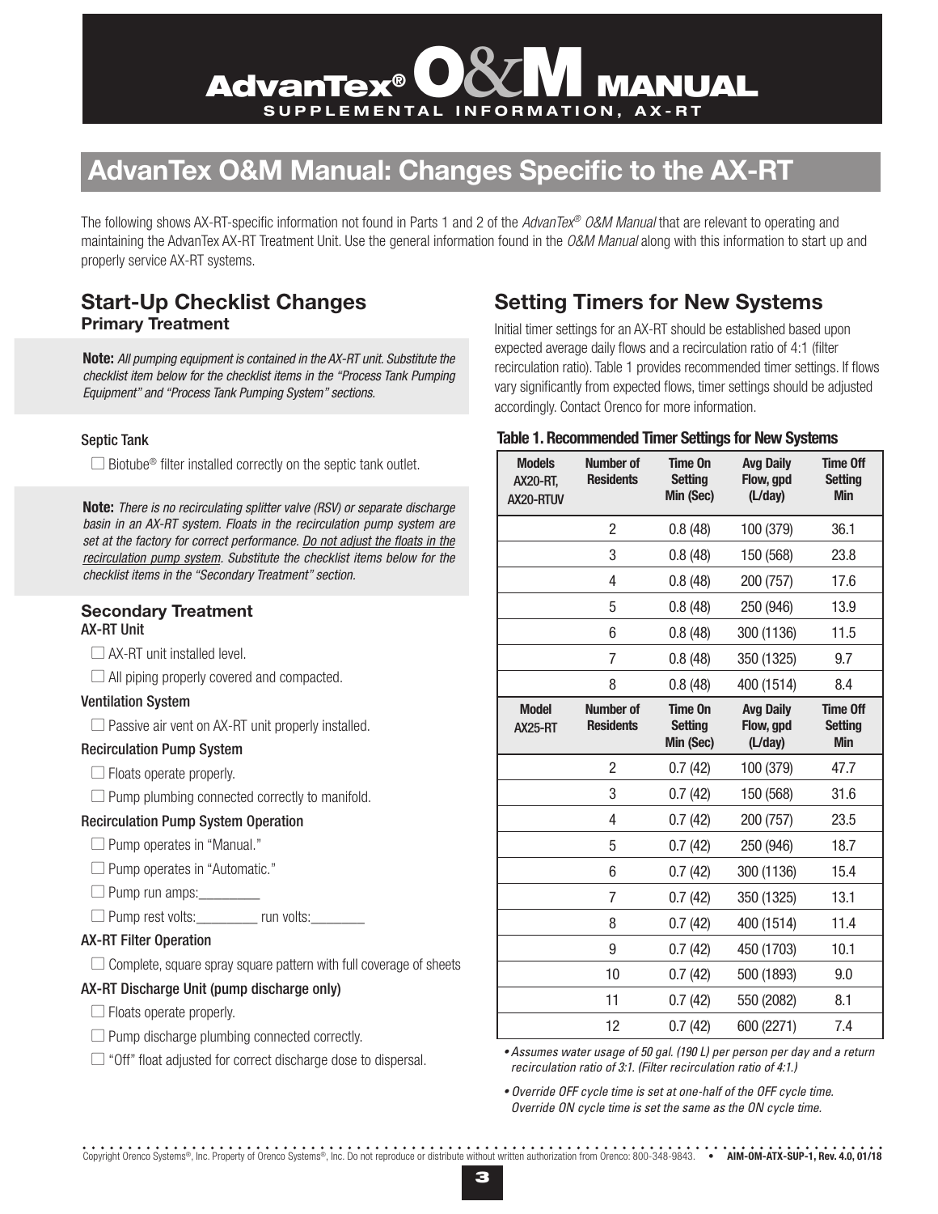# AdvanTex® O&M MANUAL

**SUPPLEMENTAL INFORMATION, AX-RT**

## AdvanTex O&M Manual: Changes Specific to the AX-RT

The following shows AX-RT-specific information not found in Parts 1 and 2 of the *AdvanTex® O&M Manual* that are relevant to operating and maintaining the AdvanTex AX-RT Treatment Unit. Use the general information found in the *O&M Manual* along with this information to start up and properly service AX-RT systems.

## Start-Up Checklist Changes

### Primary Treatment

**Note:** *All pumping equipment is contained in the AX-RT unit. Substitute the checklist item below for the checklist items in the "Process Tank Pumping Equipment" and "Process Tank Pumping System" sections.*

#### Septic Tank

- ☐ Biotube® filter installed correctly on the septic tank outlet.

**Note:** *There is no recirculating splitter valve (RSV) or separate discharge basin in an AX-RT system. Floats in the recirculation pump system are set at the factory for correct performance. Do not adjust the floats in the recirculation pump system. Substitute the checklist items below for the checklist items in the "Secondary Treatment" section.*

### Secondary Treatment

#### AX-RT Unit

- ☐ AX-RT unit installed level.
- ☐ All piping properly covered and compacted.

#### Ventilation System

- ☐ Passive air vent on AX-RT unit properly installed.

#### Recirculation Pump System

- ☐ Floats operate properly.
- ☐ Pump plumbing connected correctly to manifold.

#### Recirculation Pump System Operation

- ☐ Pump operates in "Manual."
- ☐ Pump operates in "Automatic."
- ☐ Pump run amps:\_\_\_\_\_\_\_\_\_
- ☐ Pump rest volts:\_\_\_\_\_\_\_\_\_ run volts:\_\_\_\_\_\_\_\_

#### AX-RT Filter Operation

- ☐ Complete, square spray square pattern with full coverage of sheets

#### AX-RT Discharge Unit (pump discharge only)

- ☐ Floats operate properly.
- ☐ Pump discharge plumbing connected correctly.
- ☐ "Off" float adjusted for correct discharge dose to dispersal.

## Setting Timers for New Systems

Initial timer settings for an AX-RT should be established based upon expected average daily flows and a recirculation ratio of 4:1 (filter recirculation ratio). Table 1 provides recommended timer settings. If flows vary significantly from expected flows, timer settings should be adjusted accordingly. Contact Orenco for more information.

**Table 1. Recommended Timer Settings for New Systems**

| Models AX20-RT, AX20-RTUV | Number of Residents | Time On Setting Min (Sec) | Avg Daily Flow, gpd (L/day) | Time Off Setting Min |
|---|---|---|---|---|
| | 2 | 0.8 (48) | 100 (379) | 36.1 |
| | 3 | 0.8 (48) | 150 (568) | 23.8 |
| | 4 | 0.8 (48) | 200 (757) | 17.6 |
| | 5 | 0.8 (48) | 250 (946) | 13.9 |
| | 6 | 0.8 (48) | 300 (1136) | 11.5 |
| | 7 | 0.8 (48) | 350 (1325) | 9.7 |
| | 8 | 0.8 (48) | 400 (1514) | 8.4 |
| **Model AX25-RT** | **Number of Residents** | **Time On Setting Min (Sec)** | **Avg Daily Flow, gpd (L/day)** | **Time Off Setting Min** |
| | 2 | 0.7 (42) | 100 (379) | 47.7 |
| | 3 | 0.7 (42) | 150 (568) | 31.6 |
| | 4 | 0.7 (42) | 200 (757) | 23.5 |
| | 5 | 0.7 (42) | 250 (946) | 18.7 |
| | 6 | 0.7 (42) | 300 (1136) | 15.4 |
| | 7 | 0.7 (42) | 350 (1325) | 13.1 |
| | 8 | 0.7 (42) | 400 (1514) | 11.4 |
| | 9 | 0.7 (42) | 450 (1703) | 10.1 |
| | 10 | 0.7 (42) | 500 (1893) | 9.0 |
| | 11 | 0.7 (42) | 550 (2082) | 8.1 |
| | 12 | 0.7 (42) | 600 (2271) | 7.4 |

- *Assumes water usage of 50 gal. (190 L) per person per day and a return recirculation ratio of 3:1. (Filter recirculation ratio of 4:1.)*
- *Override OFF cycle time is set at one-half of the OFF cycle time. Override ON cycle time is set the same as the ON cycle time.*

Copyright Orenco Systems®, Inc. Property of Orenco Systems®, Inc. Do not reproduce or distribute without written authorization from Orenco: 800-348-9843. • **AIM-OM-ATX-SUP-1, Rev. 4.0, 01/18**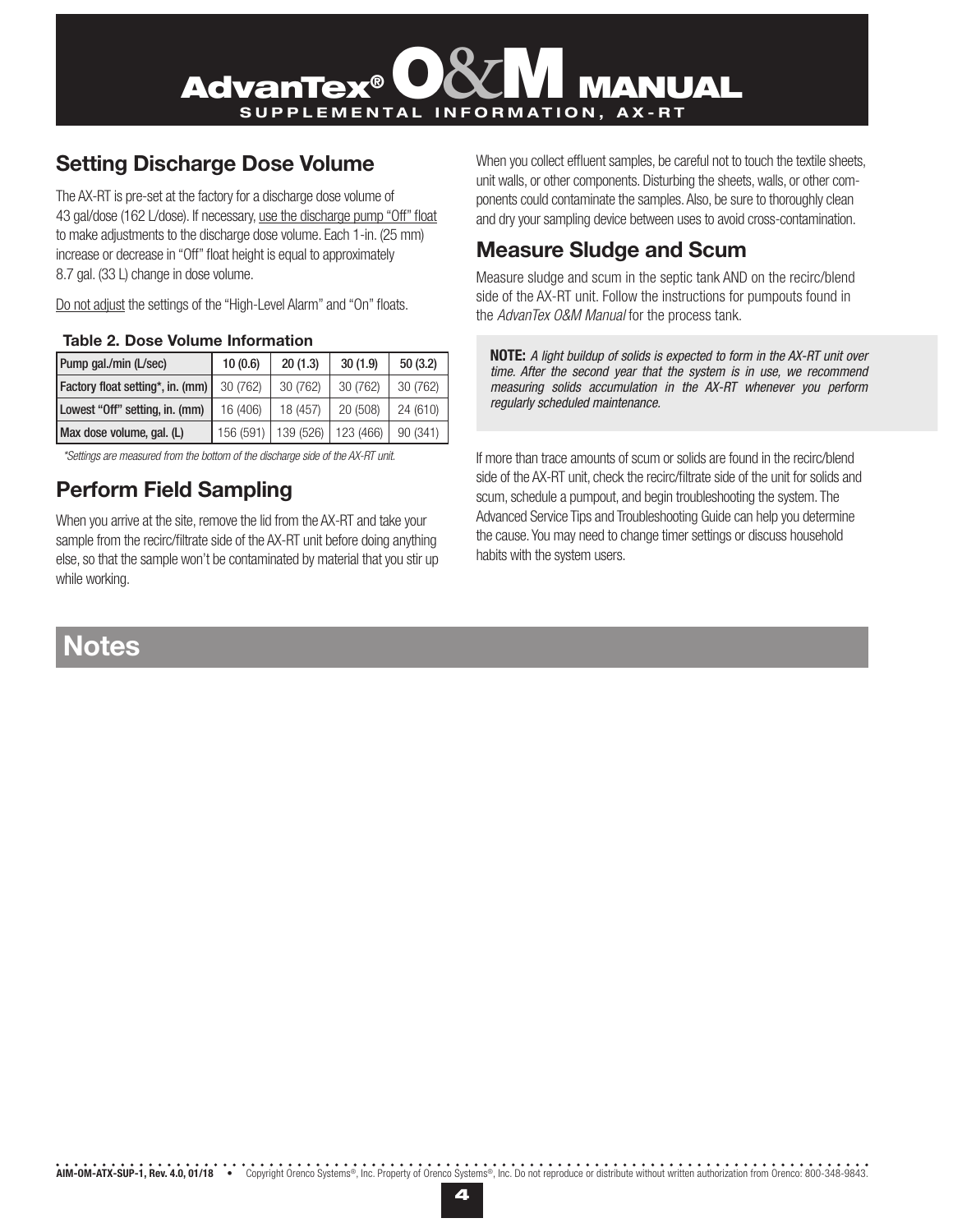## Setting Discharge Dose Volume

The AX-RT is pre-set at the factory for a discharge dose volume of 43 gal/dose (162 L/dose). If necessary, use the discharge pump "Off" float to make adjustments to the discharge dose volume. Each 1-in. (25 mm) increase or decrease in "Off" float height is equal to approximately 8.7 gal. (33 L) change in dose volume.

Do not adjust the settings of the "High-Level Alarm" and "On" floats.

**Table 2. Dose Volume Information**

| Pump gal./min (L/sec) | 10 (0.6) | 20 (1.3) | 30 (1.9) | 50 (3.2) |
|---|---|---|---|---|
| Factory float setting*, in. (mm) | 30 (762) | 30 (762) | 30 (762) | 30 (762) |
| Lowest "Off" setting, in. (mm) | 16 (406) | 18 (457) | 20 (508) | 24 (610) |
| Max dose volume, gal. (L) | 156 (591) | 139 (526) | 123 (466) | 90 (341) |

*\*Settings are measured from the bottom of the discharge side of the AX-RT unit.*

## Perform Field Sampling

When you arrive at the site, remove the lid from the AX-RT and take your sample from the recirc/filtrate side of the AX-RT unit before doing anything else, so that the sample won't be contaminated by material that you stir up while working.

When you collect effluent samples, be careful not to touch the textile sheets, unit walls, or other components. Disturbing the sheets, walls, or other components could contaminate the samples. Also, be sure to thoroughly clean and dry your sampling device between uses to avoid cross-contamination.

## Measure Sludge and Scum

Measure sludge and scum in the septic tank AND on the recirc/blend side of the AX-RT unit. Follow the instructions for pumpouts found in the *AdvanTex O&M Manual* for the process tank.

> **NOTE:** *A light buildup of solids is expected to form in the AX-RT unit over time. After the second year that the system is in use, we recommend measuring solids accumulation in the AX-RT whenever you perform regularly scheduled maintenance.*

If more than trace amounts of scum or solids are found in the recirc/blend side of the AX-RT unit, check the recirc/filtrate side of the unit for solids and scum, schedule a pumpout, and begin troubleshooting the system. The Advanced Service Tips and Troubleshooting Guide can help you determine the cause. You may need to change timer settings or discuss household habits with the system users.

## Notes